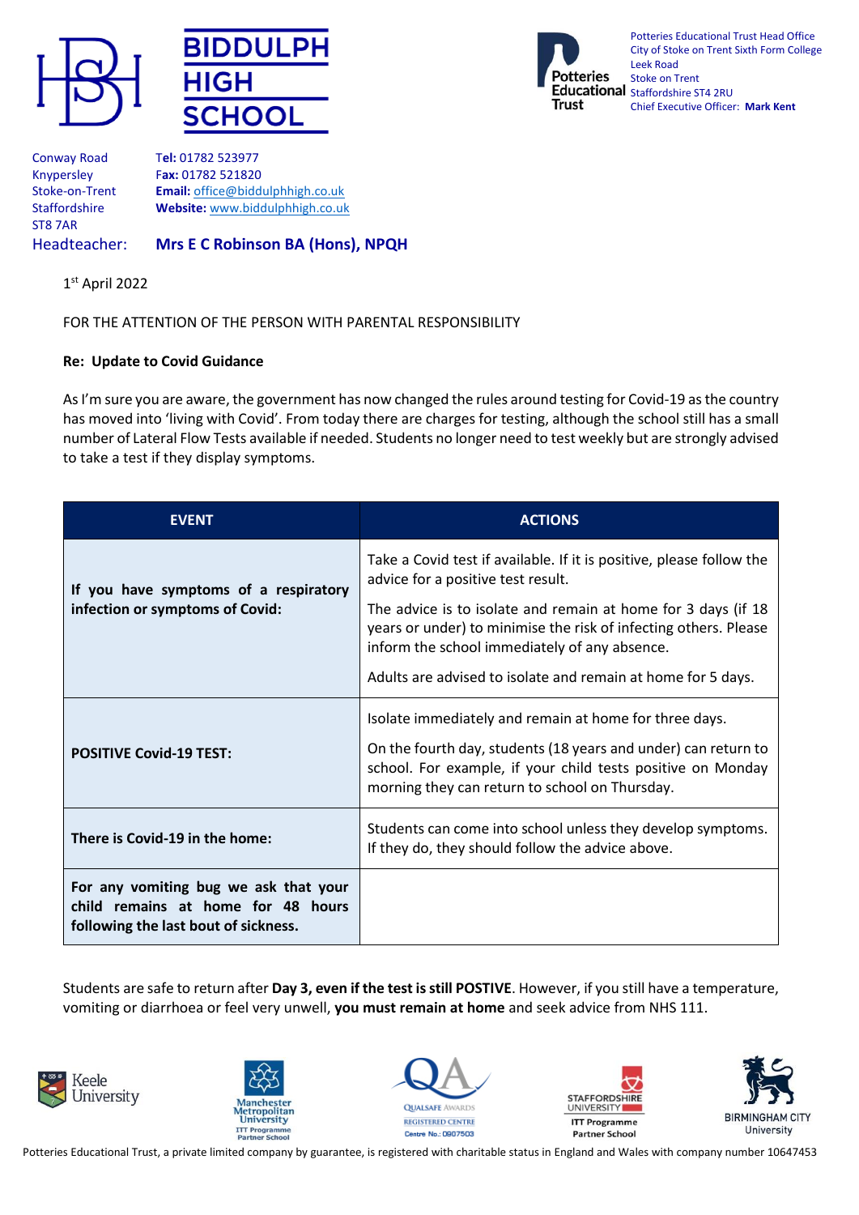# BIDDULPH HIGH SCHOOL

Conway Road
Knypersley
Stoke-on-Trent
Staffordshire
ST8 7AR

**Tel:** 01782 523977
**Fax:** 01782 521820
**Email:** office@biddulphhigh.co.uk
**Website:** www.biddulphhigh.co.uk

Headteacher: **Mrs E C Robinson BA (Hons), NPQH**

Potteries Educational Trust

Potteries Educational Trust Head Office
City of Stoke on Trent Sixth Form College
Leek Road
Stoke on Trent
Staffordshire ST4 2RU
Chief Executive Officer: **Mark Kent**

1st April 2022

FOR THE ATTENTION OF THE PERSON WITH PARENTAL RESPONSIBILITY

**Re: Update to Covid Guidance**

As I'm sure you are aware, the government has now changed the rules around testing for Covid-19 as the country has moved into 'living with Covid'. From today there are charges for testing, although the school still has a small number of Lateral Flow Tests available if needed. Students no longer need to test weekly but are strongly advised to take a test if they display symptoms.

| EVENT | ACTIONS |
|---|---|
| **If you have symptoms of a respiratory infection or symptoms of Covid:** | Take a Covid test if available. If it is positive, please follow the advice for a positive test result.<br><br>The advice is to isolate and remain at home for 3 days (if 18 years or under) to minimise the risk of infecting others. Please inform the school immediately of any absence.<br><br>Adults are advised to isolate and remain at home for 5 days. |
| **POSITIVE Covid-19 TEST:** | Isolate immediately and remain at home for three days.<br><br>On the fourth day, students (18 years and under) can return to school. For example, if your child tests positive on Monday morning they can return to school on Thursday. |
| **There is Covid-19 in the home:** | Students can come into school unless they develop symptoms. If they do, they should follow the advice above. |
| **For any vomiting bug we ask that your child remains at home for 48 hours following the last bout of sickness.** | |

Students are safe to return after **Day 3, even if the test is still POSTIVE**. However, if you still have a temperature, vomiting or diarrhoea or feel very unwell, **you must remain at home** and seek advice from NHS 111.

Keele University | Manchester Metropolitan University ITT Programme Partner School | Qualsafe Awards Registered Centre Centre No.: 0907503 | Staffordshire University ITT Programme Partner School | Birmingham City University

Potteries Educational Trust, a private limited company by guarantee, is registered with charitable status in England and Wales with company number 10647453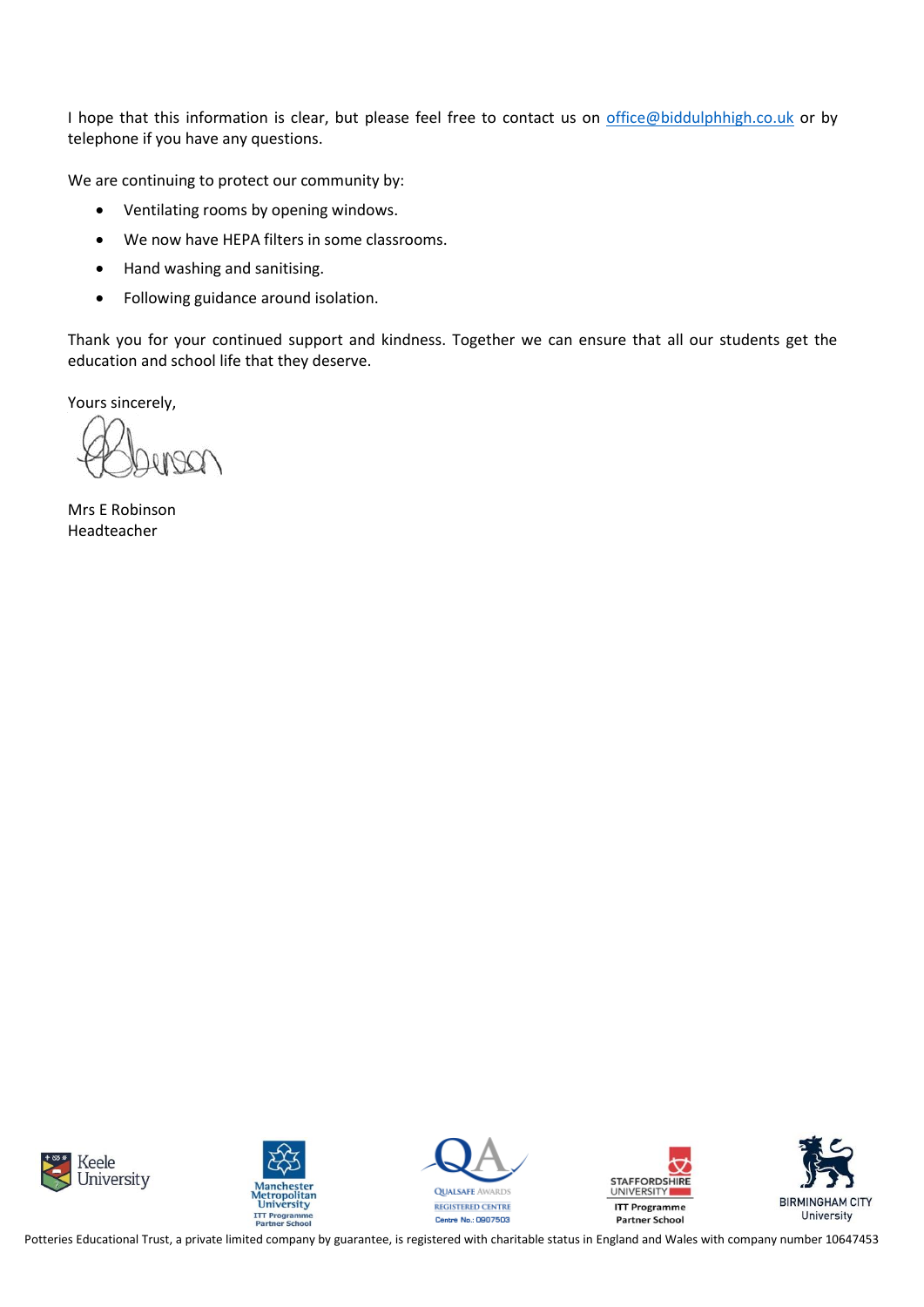I hope that this information is clear, but please feel free to contact us on office@biddulphhigh.co.uk or by telephone if you have any questions.

We are continuing to protect our community by:

- Ventilating rooms by opening windows.
- We now have HEPA filters in some classrooms.
- Hand washing and sanitising.
- Following guidance around isolation.

Thank you for your continued support and kindness. Together we can ensure that all our students get the education and school life that they deserve.

Yours sincerely,

Mrs E Robinson
Headteacher

Keele University

Manchester Metropolitan University ITT Programme Partner School

Qualsafe Awards Registered Centre Centre No.: 0907503

Staffordshire University ITT Programme Partner School

Birmingham City University

Potteries Educational Trust, a private limited company by guarantee, is registered with charitable status in England and Wales with company number 10647453